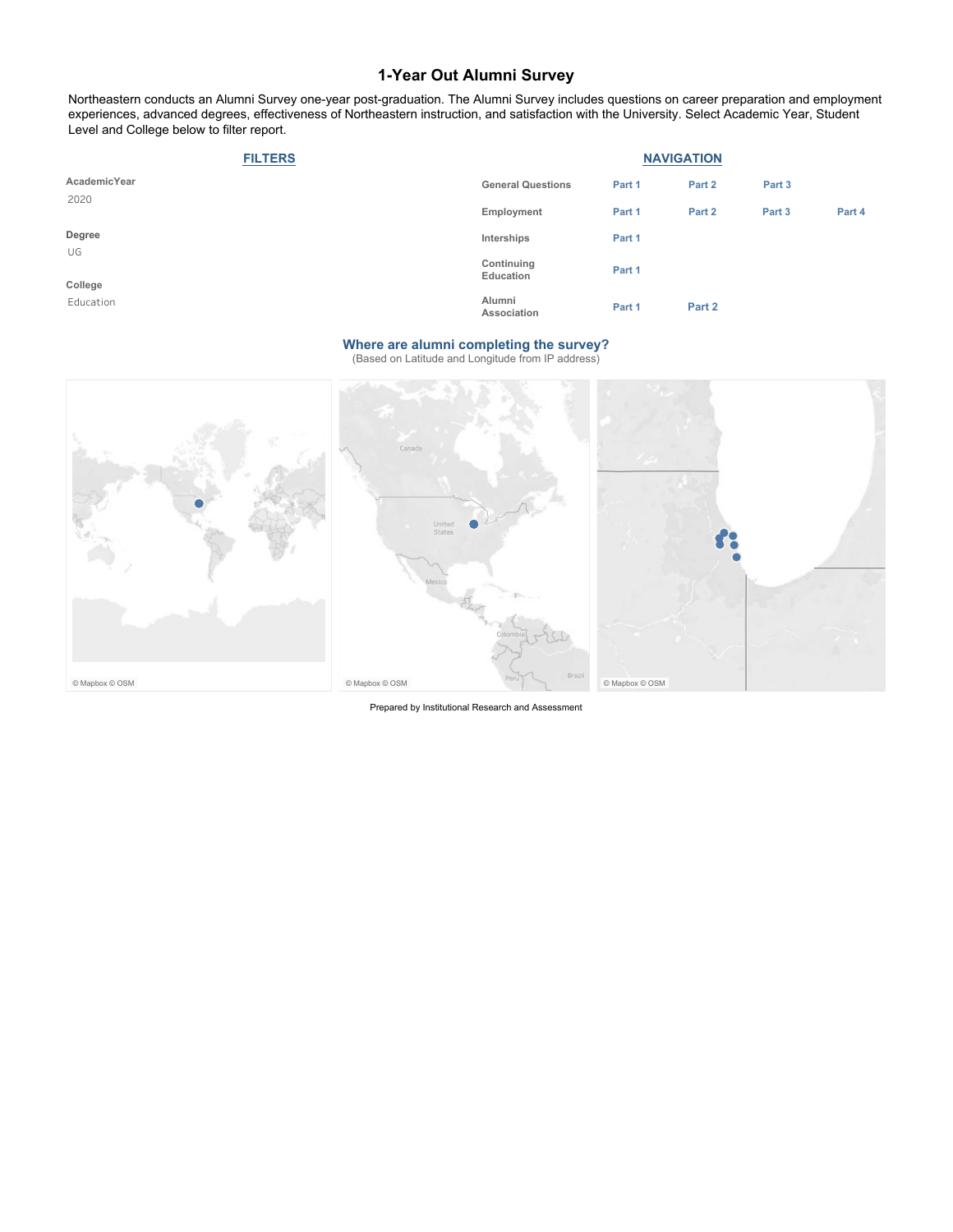# 1-Year Out Alumni Survey

Northeastern conducts an Alumni Survey one-year post-graduation. The Alumni Survey includes questions on career preparation and employment experiences, advanced degrees, effectiveness of Northeastern instruction, and satisfaction with the University. Select Academic Year, Student Level and College below to filter report.

## FILTERS

**AcademicYear**
2020

**Degree**
UG

**College**
Education

## NAVIGATION

| | | | | |
|---|---|---|---|---|
| **General Questions** | Part 1 | Part 2 | Part 3 | |
| **Employment** | Part 1 | Part 2 | Part 3 | Part 4 |
| **Interships** | Part 1 | | | |
| **Continuing Education** | Part 1 | | | |
| **Alumni Association** | Part 1 | Part 2 | | |

### Where are alumni completing the survey?

(Based on Latitude and Longitude from IP address)

© Mapbox © OSM

© Mapbox © OSM

© Mapbox © OSM

Prepared by Institutional Research and Assessment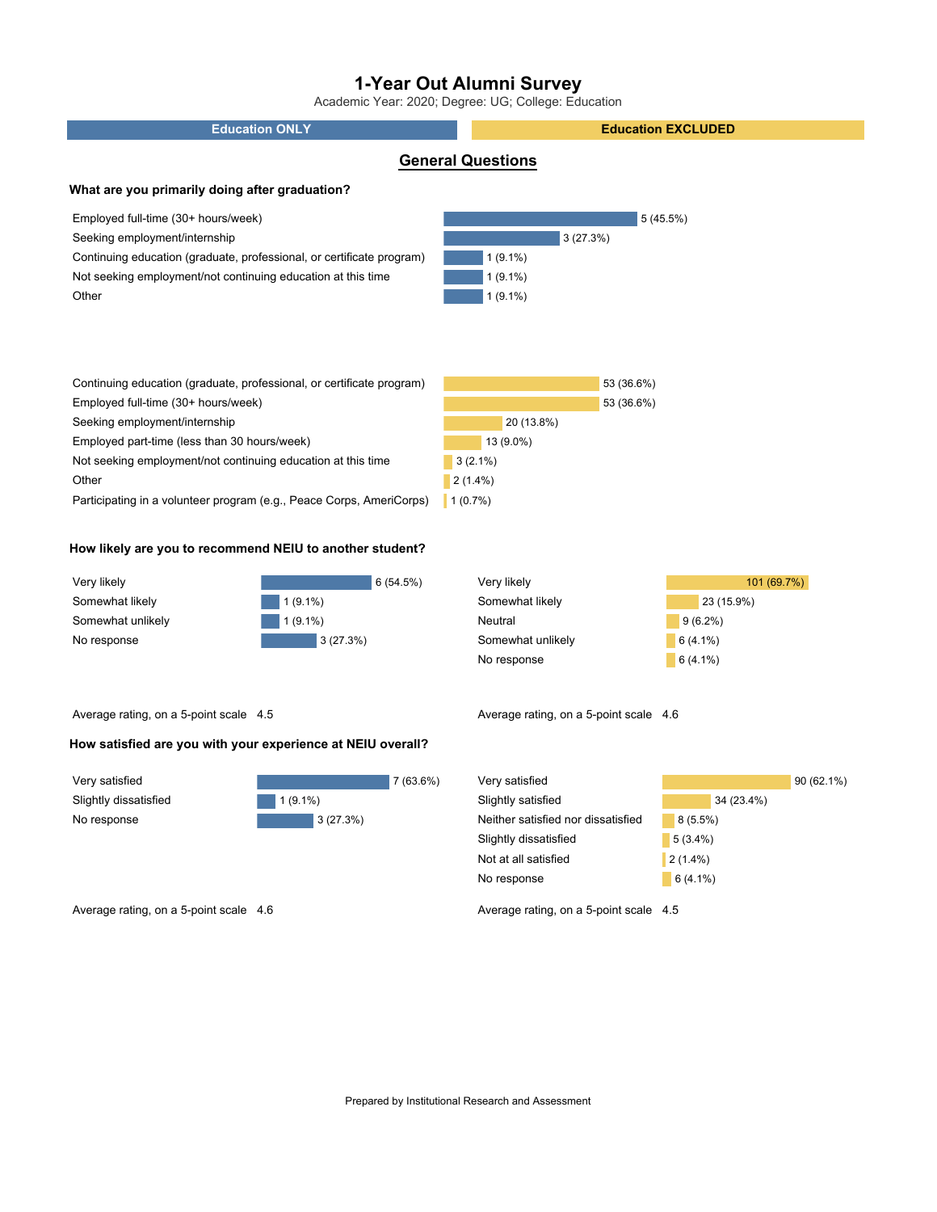# 1-Year Out Alumni Survey

Academic Year: 2020; Degree: UG; College: Education

**Education ONLY** | **Education EXCLUDED**

## General Questions

### What are you primarily doing after graduation?

**Education ONLY**

| Response | Count (%) |
| --- | --- |
| Employed full-time (30+ hours/week) | 5 (45.5%) |
| Seeking employment/internship | 3 (27.3%) |
| Continuing education (graduate, professional, or certificate program) | 1 (9.1%) |
| Not seeking employment/not continuing education at this time | 1 (9.1%) |
| Other | 1 (9.1%) |

**Education EXCLUDED**

| Response | Count (%) |
| --- | --- |
| Continuing education (graduate, professional, or certificate program) | 53 (36.6%) |
| Employed full-time (30+ hours/week) | 53 (36.6%) |
| Seeking employment/internship | 20 (13.8%) |
| Employed part-time (less than 30 hours/week) | 13 (9.0%) |
| Not seeking employment/not continuing education at this time | 3 (2.1%) |
| Other | 2 (1.4%) |
| Participating in a volunteer program (e.g., Peace Corps, AmeriCorps) | 1 (0.7%) |

### How likely are you to recommend NEIU to another student?

**Education ONLY**

| Response | Count (%) |
| --- | --- |
| Very likely | 6 (54.5%) |
| Somewhat likely | 1 (9.1%) |
| Somewhat unlikely | 1 (9.1%) |
| No response | 3 (27.3%) |

Average rating, on a 5-point scale 4.5

**Education EXCLUDED**

| Response | Count (%) |
| --- | --- |
| Very likely | 101 (69.7%) |
| Somewhat likely | 23 (15.9%) |
| Neutral | 9 (6.2%) |
| Somewhat unlikely | 6 (4.1%) |
| No response | 6 (4.1%) |

Average rating, on a 5-point scale 4.6

### How satisfied are you with your experience at NEIU overall?

**Education ONLY**

| Response | Count (%) |
| --- | --- |
| Very satisfied | 7 (63.6%) |
| Slightly dissatisfied | 1 (9.1%) |
| No response | 3 (27.3%) |

Average rating, on a 5-point scale 4.6

**Education EXCLUDED**

| Response | Count (%) |
| --- | --- |
| Very satisfied | 90 (62.1%) |
| Slightly satisfied | 34 (23.4%) |
| Neither satisfied nor dissatisfied | 8 (5.5%) |
| Slightly dissatisfied | 5 (3.4%) |
| Not at all satisfied | 2 (1.4%) |
| No response | 6 (4.1%) |

Average rating, on a 5-point scale 4.5

Prepared by Institutional Research and Assessment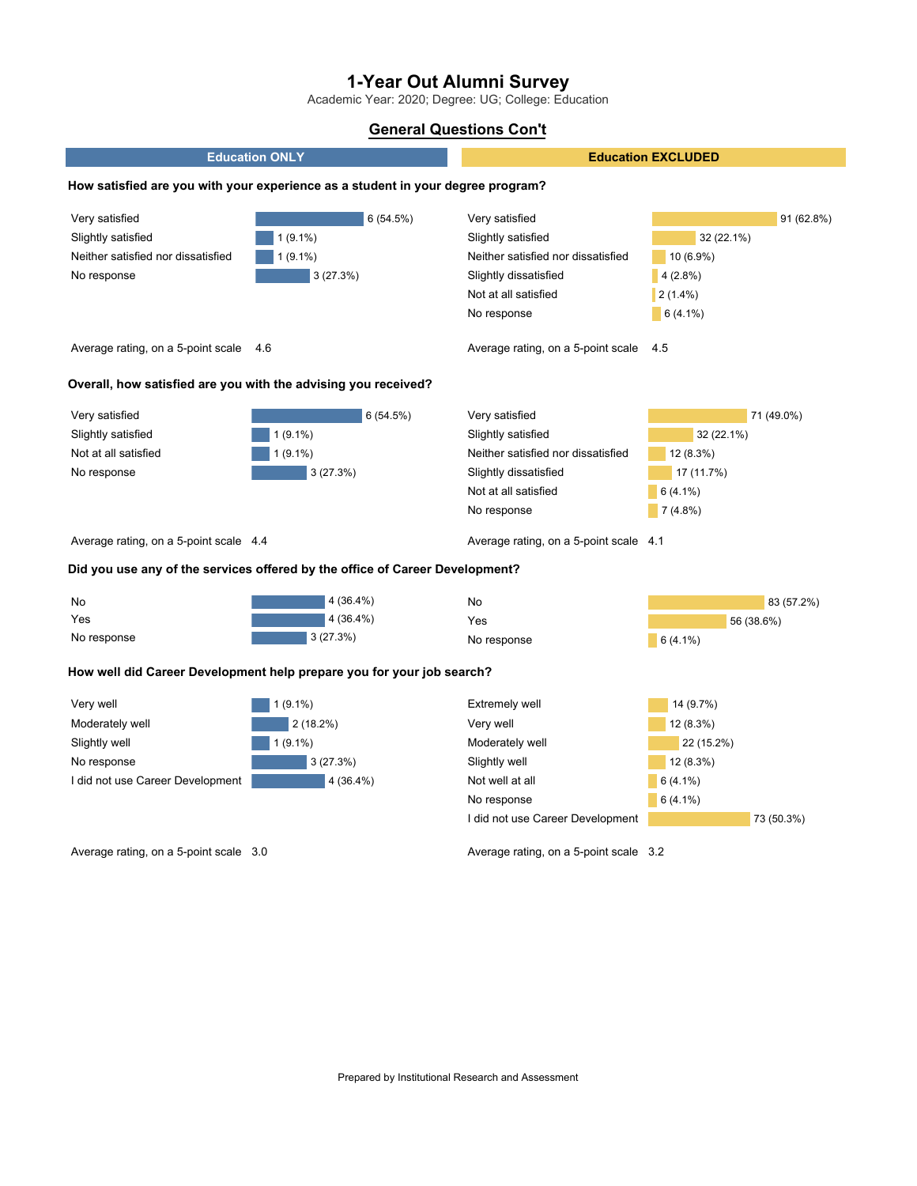# 1-Year Out Alumni Survey

Academic Year: 2020; Degree: UG; College: Education

## General Questions Con't

### How satisfied are you with your experience as a student in your degree program?

**Education ONLY**

| Response | Count (%) |
|---|---|
| Very satisfied | 6 (54.5%) |
| Slightly satisfied | 1 (9.1%) |
| Neither satisfied nor dissatisfied | 1 (9.1%) |
| No response | 3 (27.3%) |

Average rating, on a 5-point scale 4.6

**Education EXCLUDED**

| Response | Count (%) |
|---|---|
| Very satisfied | 91 (62.8%) |
| Slightly satisfied | 32 (22.1%) |
| Neither satisfied nor dissatisfied | 10 (6.9%) |
| Slightly dissatisfied | 4 (2.8%) |
| Not at all satisfied | 2 (1.4%) |
| No response | 6 (4.1%) |

Average rating, on a 5-point scale 4.5

### Overall, how satisfied are you with the advising you received?

**Education ONLY**

| Response | Count (%) |
|---|---|
| Very satisfied | 6 (54.5%) |
| Slightly satisfied | 1 (9.1%) |
| Not at all satisfied | 1 (9.1%) |
| No response | 3 (27.3%) |

Average rating, on a 5-point scale 4.4

**Education EXCLUDED**

| Response | Count (%) |
|---|---|
| Very satisfied | 71 (49.0%) |
| Slightly satisfied | 32 (22.1%) |
| Neither satisfied nor dissatisfied | 12 (8.3%) |
| Slightly dissatisfied | 17 (11.7%) |
| Not at all satisfied | 6 (4.1%) |
| No response | 7 (4.8%) |

Average rating, on a 5-point scale 4.1

### Did you use any of the services offered by the office of Career Development?

**Education ONLY**

| Response | Count (%) |
|---|---|
| No | 4 (36.4%) |
| Yes | 4 (36.4%) |
| No response | 3 (27.3%) |

**Education EXCLUDED**

| Response | Count (%) |
|---|---|
| No | 83 (57.2%) |
| Yes | 56 (38.6%) |
| No response | 6 (4.1%) |

### How well did Career Development help prepare you for your job search?

**Education ONLY**

| Response | Count (%) |
|---|---|
| Very well | 1 (9.1%) |
| Moderately well | 2 (18.2%) |
| Slightly well | 1 (9.1%) |
| No response | 3 (27.3%) |
| I did not use Career Development | 4 (36.4%) |

Average rating, on a 5-point scale 3.0

**Education EXCLUDED**

| Response | Count (%) |
|---|---|
| Extremely well | 14 (9.7%) |
| Very well | 12 (8.3%) |
| Moderately well | 22 (15.2%) |
| Slightly well | 12 (8.3%) |
| Not well at all | 6 (4.1%) |
| No response | 6 (4.1%) |
| I did not use Career Development | 73 (50.3%) |

Average rating, on a 5-point scale 3.2

Prepared by Institutional Research and Assessment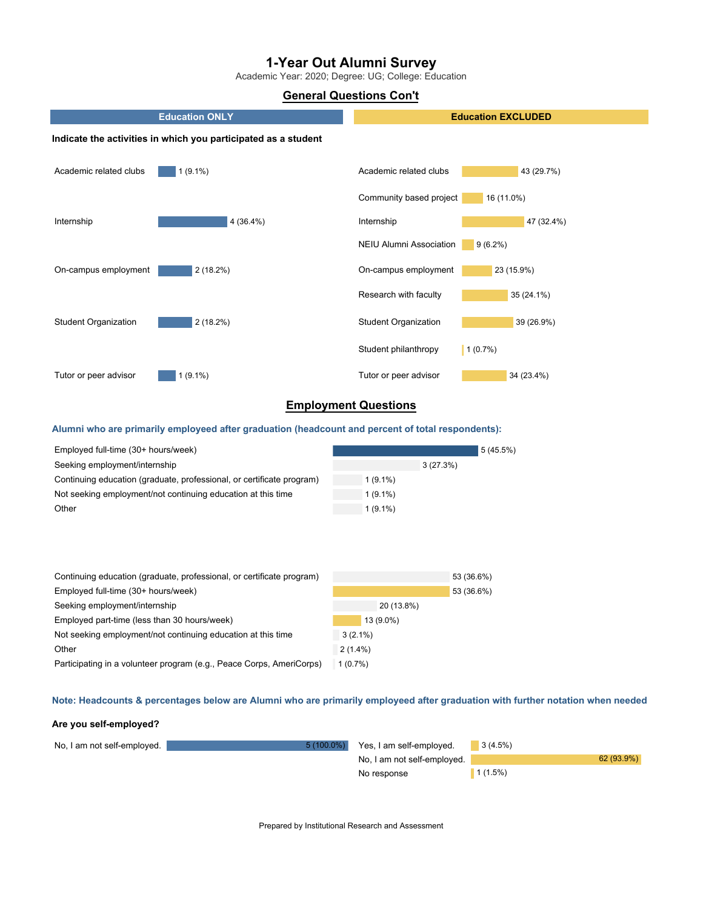# 1-Year Out Alumni Survey

Academic Year: 2020; Degree: UG; College: Education

## General Questions Con't

### Indicate the activities in which you participated as a student

**Education ONLY**

| Activity | Count (%) |
|---|---|
| Academic related clubs | 1 (9.1%) |
| Internship | 4 (36.4%) |
| On-campus employment | 2 (18.2%) |
| Student Organization | 2 (18.2%) |
| Tutor or peer advisor | 1 (9.1%) |

**Education EXCLUDED**

| Activity | Count (%) |
|---|---|
| Academic related clubs | 43 (29.7%) |
| Community based project | 16 (11.0%) |
| Internship | 47 (32.4%) |
| NEIU Alumni Association | 9 (6.2%) |
| On-campus employment | 23 (15.9%) |
| Research with faculty | 35 (24.1%) |
| Student Organization | 39 (26.9%) |
| Student philanthropy | 1 (0.7%) |
| Tutor or peer advisor | 34 (23.4%) |

## Employment Questions

**Alumni who are primarily employeed after graduation (headcount and percent of total respondents):**

**Education ONLY**

| Status | Count (%) |
|---|---|
| Employed full-time (30+ hours/week) | 5 (45.5%) |
| Seeking employment/internship | 3 (27.3%) |
| Continuing education (graduate, professional, or certificate program) | 1 (9.1%) |
| Not seeking employment/not continuing education at this time | 1 (9.1%) |
| Other | 1 (9.1%) |

**Education EXCLUDED**

| Status | Count (%) |
|---|---|
| Continuing education (graduate, professional, or certificate program) | 53 (36.6%) |
| Employed full-time (30+ hours/week) | 53 (36.6%) |
| Seeking employment/internship | 20 (13.8%) |
| Employed part-time (less than 30 hours/week) | 13 (9.0%) |
| Not seeking employment/not continuing education at this time | 3 (2.1%) |
| Other | 2 (1.4%) |
| Participating in a volunteer program (e.g., Peace Corps, AmeriCorps) | 1 (0.7%) |

**Note: Headcounts & percentages below are Alumni who are primarily employeed after graduation with further notation when needed**

### Are you self-employed?

**Education ONLY**

| Response | Count (%) |
|---|---|
| No, I am not self-employed. | 5 (100.0%) |

**Education EXCLUDED**

| Response | Count (%) |
|---|---|
| Yes, I am self-employed. | 3 (4.5%) |
| No, I am not self-employed. | 62 (93.9%) |
| No response | 1 (1.5%) |

Prepared by Institutional Research and Assessment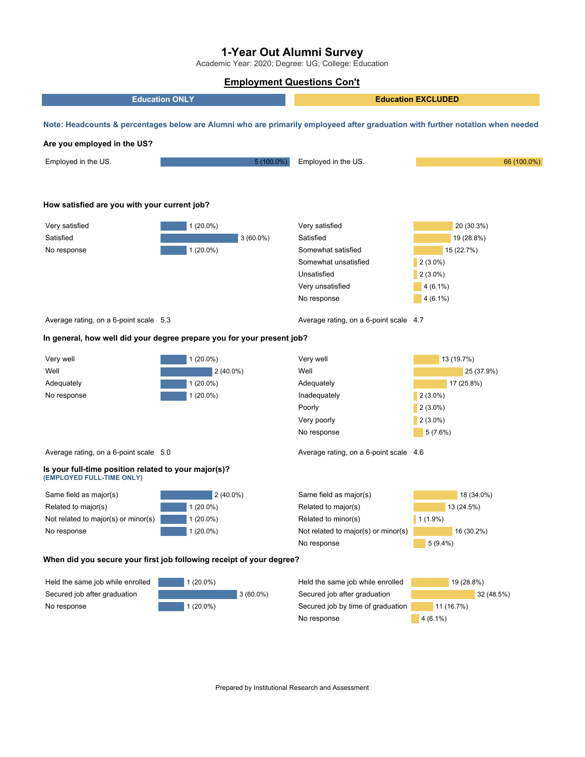# 1-Year Out Alumni Survey

Academic Year: 2020; Degree: UG; College: Education

## Employment Questions Con't

**Note: Headcounts & percentages below are Alumni who are primarily employeed after graduation with further notation when needed**

### Are you employed in the US?

| Education ONLY | | Education EXCLUDED | |
|---|---|---|---|
| Employed in the US. | 5 (100.0%) | Employed in the US. | 66 (100.0%) |

### How satisfied are you with your current job?

| Education ONLY | | Education EXCLUDED | |
|---|---|---|---|
| Very satisfied | 1 (20.0%) | Very satisfied | 20 (30.3%) |
| Satisfied | 3 (60.0%) | Satisfied | 19 (28.8%) |
| No response | 1 (20.0%) | Somewhat satisfied | 15 (22.7%) |
| | | Somewhat unsatisfied | 2 (3.0%) |
| | | Unsatisfied | 2 (3.0%) |
| | | Very unsatisfied | 4 (6.1%) |
| | | No response | 4 (6.1%) |
| Average rating, on a 6-point scale | 5.3 | Average rating, on a 6-point scale | 4.7 |

### In general, how well did your degree prepare you for your present job?

| Education ONLY | | Education EXCLUDED | |
|---|---|---|---|
| Very well | 1 (20.0%) | Very well | 13 (19.7%) |
| Well | 2 (40.0%) | Well | 25 (37.9%) |
| Adequately | 1 (20.0%) | Adequately | 17 (25.8%) |
| No response | 1 (20.0%) | Inadequately | 2 (3.0%) |
| | | Poorly | 2 (3.0%) |
| | | Very poorly | 2 (3.0%) |
| | | No response | 5 (7.6%) |
| Average rating, on a 6-point scale | 5.0 | Average rating, on a 6-point scale | 4.6 |

### Is your full-time position related to your major(s)?

**(EMPLOYED FULL-TIME ONLY)**

| Education ONLY | | Education EXCLUDED | |
|---|---|---|---|
| Same field as major(s) | 2 (40.0%) | Same field as major(s) | 18 (34.0%) |
| Related to major(s) | 1 (20.0%) | Related to major(s) | 13 (24.5%) |
| Not related to major(s) or minor(s) | 1 (20.0%) | Related to minor(s) | 1 (1.9%) |
| No response | 1 (20.0%) | Not related to major(s) or minor(s) | 16 (30.2%) |
| | | No response | 5 (9.4%) |

### When did you secure your first job following receipt of your degree?

| Education ONLY | | Education EXCLUDED | |
|---|---|---|---|
| Held the same job while enrolled | 1 (20.0%) | Held the same job while enrolled | 19 (28.8%) |
| Secured job after graduation | 3 (60.0%) | Secured job after graduation | 32 (48.5%) |
| No response | 1 (20.0%) | Secured job by time of graduation | 11 (16.7%) |
| | | No response | 4 (6.1%) |

Prepared by Institutional Research and Assessment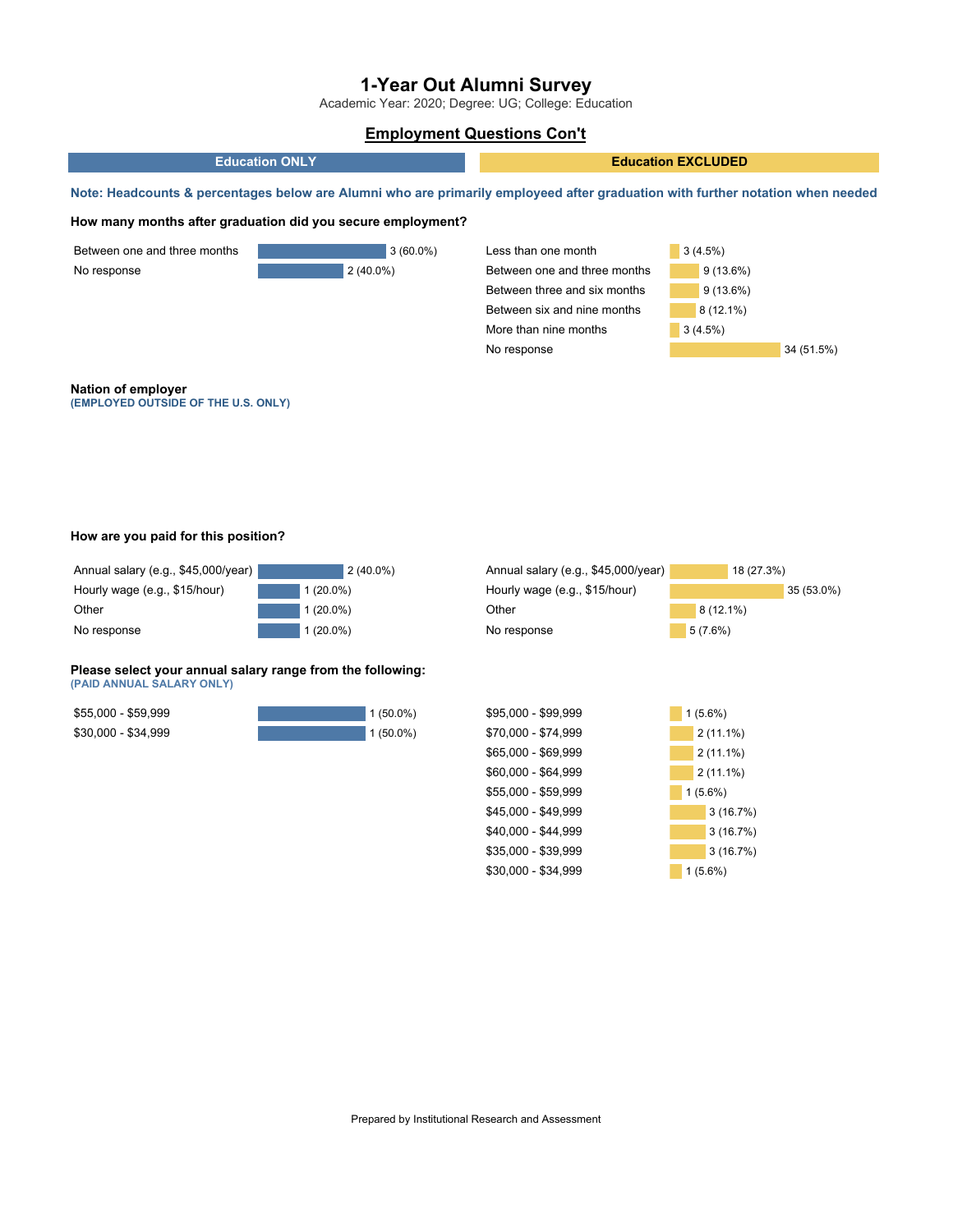# 1-Year Out Alumni Survey

Academic Year: 2020; Degree: UG; College: Education

## Employment Questions Con't

| Education ONLY | Education EXCLUDED |
|---|---|

**Note: Headcounts & percentages below are Alumni who are primarily employeed after graduation with further notation when needed**

### How many months after graduation did you secure employment?

**Education ONLY**

| Response | Count (%) |
|---|---|
| Between one and three months | 3 (60.0%) |
| No response | 2 (40.0%) |

**Education EXCLUDED**

| Response | Count (%) |
|---|---|
| Less than one month | 3 (4.5%) |
| Between one and three months | 9 (13.6%) |
| Between three and six months | 9 (13.6%) |
| Between six and nine months | 8 (12.1%) |
| More than nine months | 3 (4.5%) |
| No response | 34 (51.5%) |

### Nation of employer

**(EMPLOYED OUTSIDE OF THE U.S. ONLY)**

### How are you paid for this position?

**Education ONLY**

| Response | Count (%) |
|---|---|
| Annual salary (e.g., $45,000/year) | 2 (40.0%) |
| Hourly wage (e.g., $15/hour) | 1 (20.0%) |
| Other | 1 (20.0%) |
| No response | 1 (20.0%) |

**Education EXCLUDED**

| Response | Count (%) |
|---|---|
| Annual salary (e.g., $45,000/year) | 18 (27.3%) |
| Hourly wage (e.g., $15/hour) | 35 (53.0%) |
| Other | 8 (12.1%) |
| No response | 5 (7.6%) |

### Please select your annual salary range from the following:

**(PAID ANNUAL SALARY ONLY)**

**Education ONLY**

| Response | Count (%) |
|---|---|
| $55,000 - $59,999 | 1 (50.0%) |
| $30,000 - $34,999 | 1 (50.0%) |

**Education EXCLUDED**

| Response | Count (%) |
|---|---|
| $95,000 - $99,999 | 1 (5.6%) |
| $70,000 - $74,999 | 2 (11.1%) |
| $65,000 - $69,999 | 2 (11.1%) |
| $60,000 - $64,999 | 2 (11.1%) |
| $55,000 - $59,999 | 1 (5.6%) |
| $45,000 - $49,999 | 3 (16.7%) |
| $40,000 - $44,999 | 3 (16.7%) |
| $35,000 - $39,999 | 3 (16.7%) |
| $30,000 - $34,999 | 1 (5.6%) |

Prepared by Institutional Research and Assessment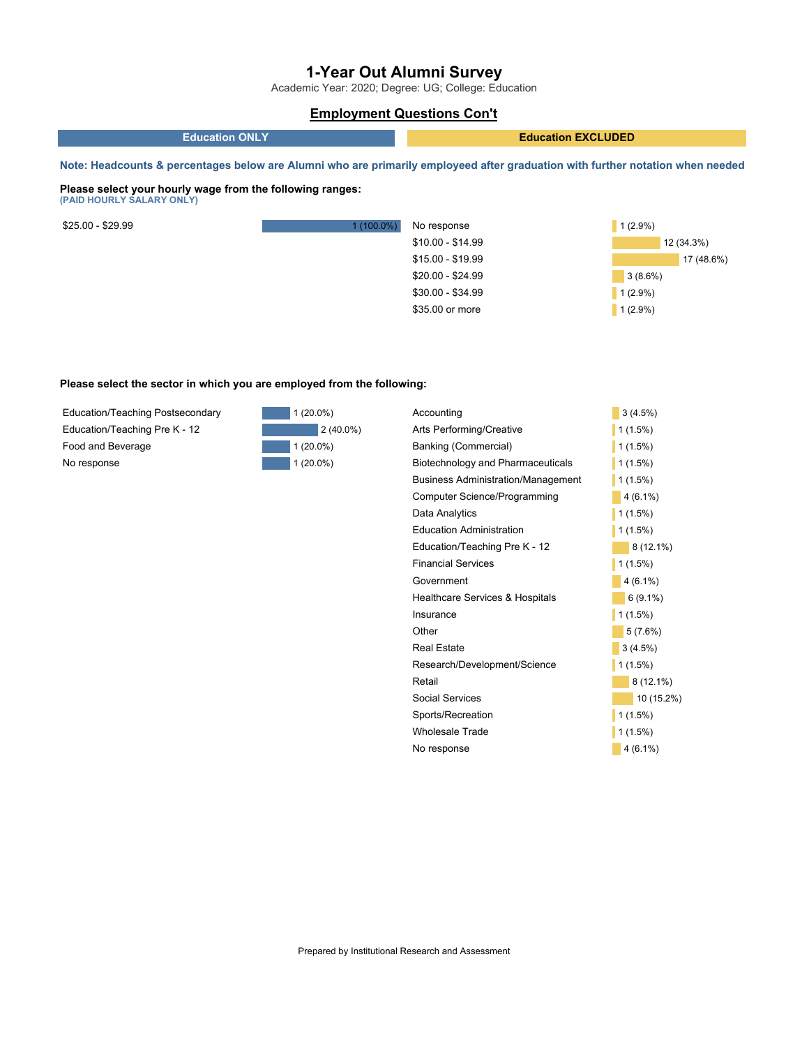# 1-Year Out Alumni Survey

Academic Year: 2020; Degree: UG; College: Education

## Employment Questions Con't

**Note: Headcounts & percentages below are Alumni who are primarily employeed after graduation with further notation when needed**

**Please select your hourly wage from the following ranges:**
**(PAID HOURLY SALARY ONLY)**

| Education ONLY | |
|---|---|
| $25.00 - $29.99 | 1 (100.0%) |

| Education EXCLUDED | |
|---|---|
| No response | 1 (2.9%) |
| $10.00 - $14.99 | 12 (34.3%) |
| $15.00 - $19.99 | 17 (48.6%) |
| $20.00 - $24.99 | 3 (8.6%) |
| $30.00 - $34.99 | 1 (2.9%) |
| $35.00 or more | 1 (2.9%) |

**Please select the sector in which you are employed from the following:**

| Education ONLY | |
|---|---|
| Education/Teaching Postsecondary | 1 (20.0%) |
| Education/Teaching Pre K - 12 | 2 (40.0%) |
| Food and Beverage | 1 (20.0%) |
| No response | 1 (20.0%) |

| Education EXCLUDED | |
|---|---|
| Accounting | 3 (4.5%) |
| Arts Performing/Creative | 1 (1.5%) |
| Banking (Commercial) | 1 (1.5%) |
| Biotechnology and Pharmaceuticals | 1 (1.5%) |
| Business Administration/Management | 1 (1.5%) |
| Computer Science/Programming | 4 (6.1%) |
| Data Analytics | 1 (1.5%) |
| Education Administration | 1 (1.5%) |
| Education/Teaching Pre K - 12 | 8 (12.1%) |
| Financial Services | 1 (1.5%) |
| Government | 4 (6.1%) |
| Healthcare Services & Hospitals | 6 (9.1%) |
| Insurance | 1 (1.5%) |
| Other | 5 (7.6%) |
| Real Estate | 3 (4.5%) |
| Research/Development/Science | 1 (1.5%) |
| Retail | 8 (12.1%) |
| Social Services | 10 (15.2%) |
| Sports/Recreation | 1 (1.5%) |
| Wholesale Trade | 1 (1.5%) |
| No response | 4 (6.1%) |

Prepared by Institutional Research and Assessment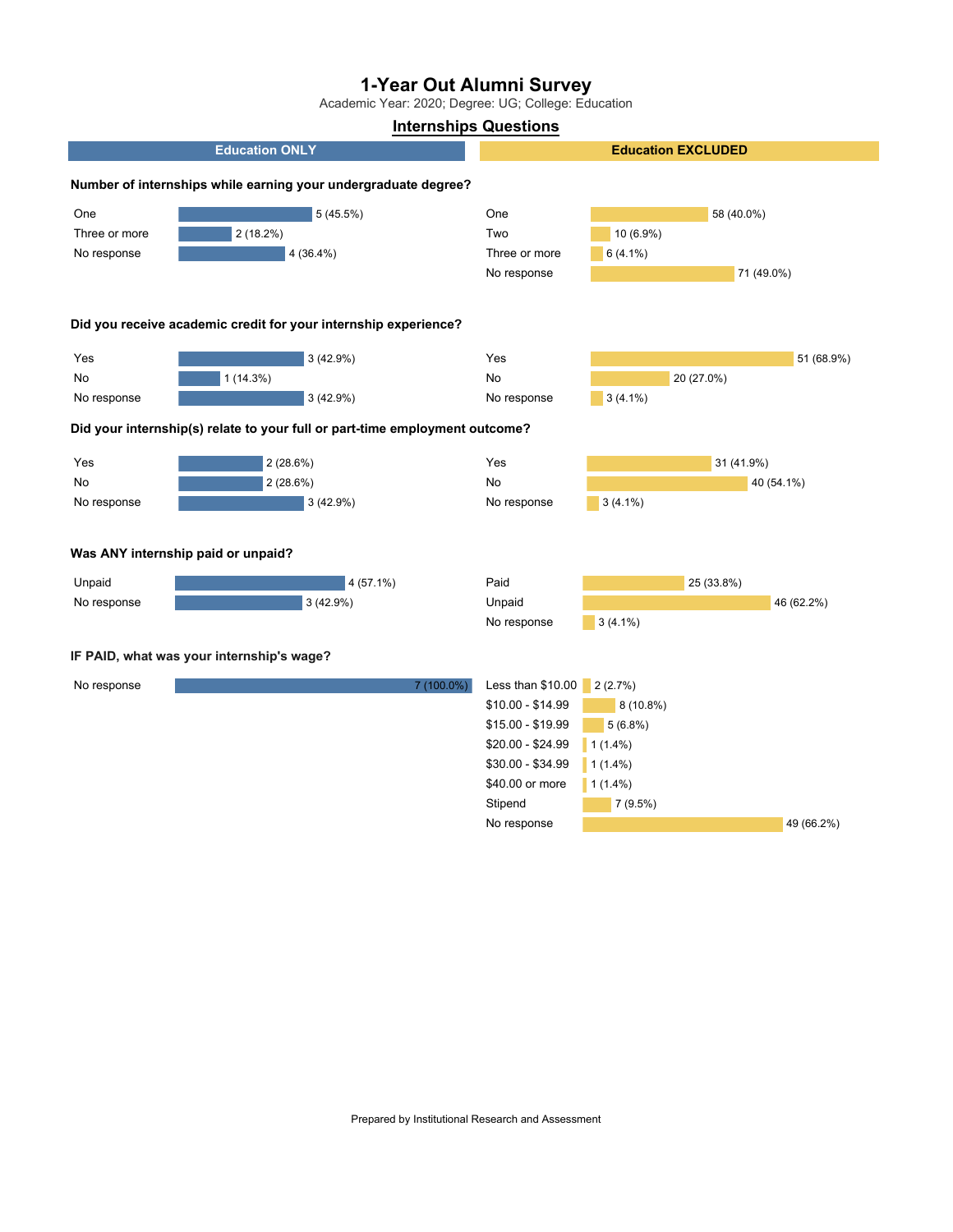# 1-Year Out Alumni Survey

Academic Year: 2020; Degree: UG; College: Education

## Internships Questions

### Number of internships while earning your undergraduate degree?

**Education ONLY**

| Response | Count (%) |
|---|---|
| One | 5 (45.5%) |
| Three or more | 2 (18.2%) |
| No response | 4 (36.4%) |

**Education EXCLUDED**

| Response | Count (%) |
|---|---|
| One | 58 (40.0%) |
| Two | 10 (6.9%) |
| Three or more | 6 (4.1%) |
| No response | 71 (49.0%) |

### Did you receive academic credit for your internship experience?

**Education ONLY**

| Response | Count (%) |
|---|---|
| Yes | 3 (42.9%) |
| No | 1 (14.3%) |
| No response | 3 (42.9%) |

**Education EXCLUDED**

| Response | Count (%) |
|---|---|
| Yes | 51 (68.9%) |
| No | 20 (27.0%) |
| No response | 3 (4.1%) |

### Did your internship(s) relate to your full or part-time employment outcome?

**Education ONLY**

| Response | Count (%) |
|---|---|
| Yes | 2 (28.6%) |
| No | 2 (28.6%) |
| No response | 3 (42.9%) |

**Education EXCLUDED**

| Response | Count (%) |
|---|---|
| Yes | 31 (41.9%) |
| No | 40 (54.1%) |
| No response | 3 (4.1%) |

### Was ANY internship paid or unpaid?

**Education ONLY**

| Response | Count (%) |
|---|---|
| Unpaid | 4 (57.1%) |
| No response | 3 (42.9%) |

**Education EXCLUDED**

| Response | Count (%) |
|---|---|
| Paid | 25 (33.8%) |
| Unpaid | 46 (62.2%) |
| No response | 3 (4.1%) |

### IF PAID, what was your internship's wage?

**Education ONLY**

| Response | Count (%) |
|---|---|
| No response | 7 (100.0%) |

**Education EXCLUDED**

| Response | Count (%) |
|---|---|
| Less than $10.00 | 2 (2.7%) |
| $10.00 - $14.99 | 8 (10.8%) |
| $15.00 - $19.99 | 5 (6.8%) |
| $20.00 - $24.99 | 1 (1.4%) |
| $30.00 - $34.99 | 1 (1.4%) |
| $40.00 or more | 1 (1.4%) |
| Stipend | 7 (9.5%) |
| No response | 49 (66.2%) |

Prepared by Institutional Research and Assessment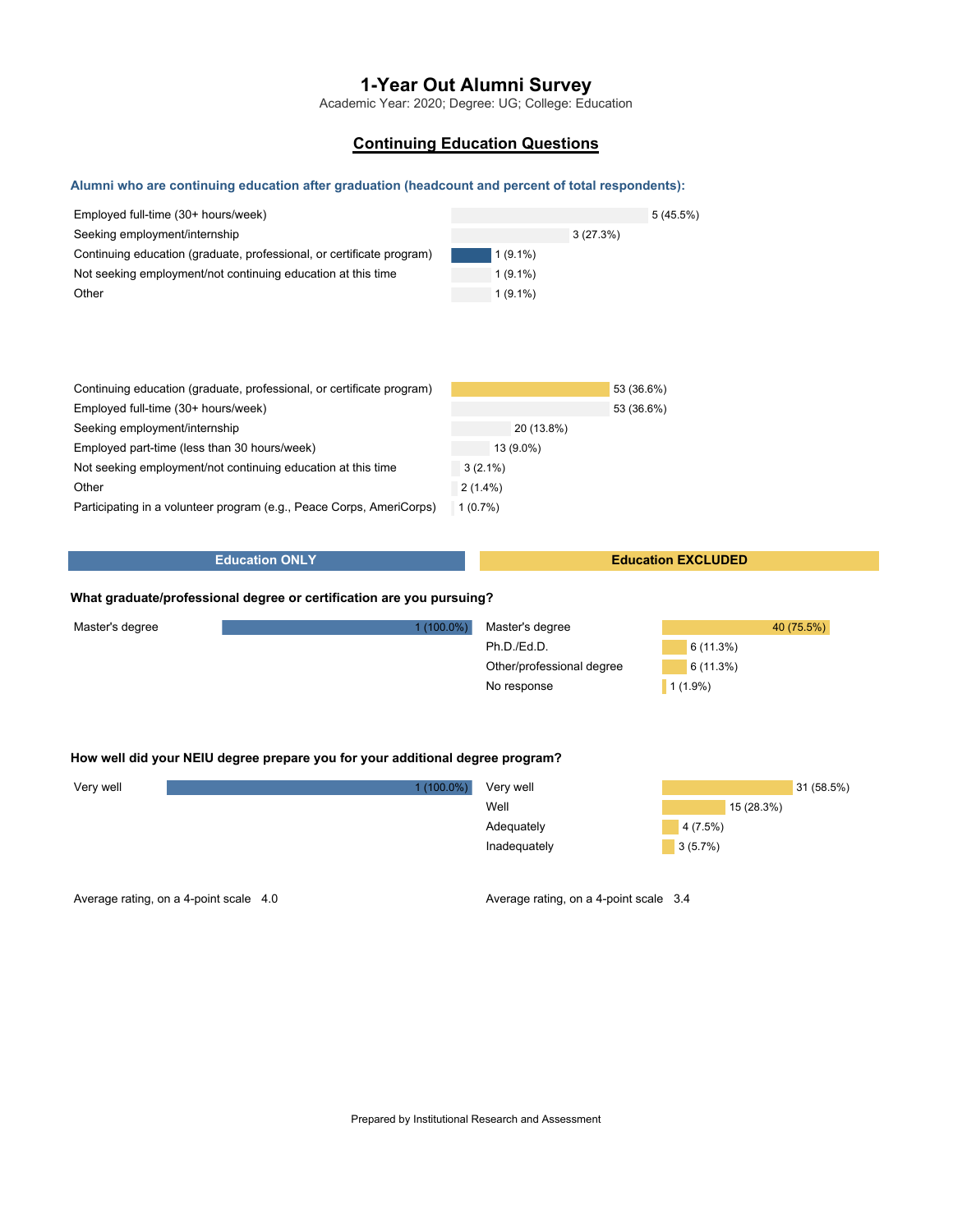# 1-Year Out Alumni Survey

Academic Year: 2020; Degree: UG; College: Education

## Continuing Education Questions

### Alumni who are continuing education after graduation (headcount and percent of total respondents):

| Response | Count (%) |
|---|---|
| Employed full-time (30+ hours/week) | 5 (45.5%) |
| Seeking employment/internship | 3 (27.3%) |
| Continuing education (graduate, professional, or certificate program) | 1 (9.1%) |
| Not seeking employment/not continuing education at this time | 1 (9.1%) |
| Other | 1 (9.1%) |

| Response | Count (%) |
|---|---|
| Continuing education (graduate, professional, or certificate program) | 53 (36.6%) |
| Employed full-time (30+ hours/week) | 53 (36.6%) |
| Seeking employment/internship | 20 (13.8%) |
| Employed part-time (less than 30 hours/week) | 13 (9.0%) |
| Not seeking employment/not continuing education at this time | 3 (2.1%) |
| Other | 2 (1.4%) |
| Participating in a volunteer program (e.g., Peace Corps, AmeriCorps) | 1 (0.7%) |

**Education ONLY** | **Education EXCLUDED**

### What graduate/professional degree or certification are you pursuing?

**Education ONLY**

| Response | Count (%) |
|---|---|
| Master's degree | 1 (100.0%) |

**Education EXCLUDED**

| Response | Count (%) |
|---|---|
| Master's degree | 40 (75.5%) |
| Ph.D./Ed.D. | 6 (11.3%) |
| Other/professional degree | 6 (11.3%) |
| No response | 1 (1.9%) |

### How well did your NEIU degree prepare you for your additional degree program?

**Education ONLY**

| Response | Count (%) |
|---|---|
| Very well | 1 (100.0%) |

Average rating, on a 4-point scale 4.0

**Education EXCLUDED**

| Response | Count (%) |
|---|---|
| Very well | 31 (58.5%) |
| Well | 15 (28.3%) |
| Adequately | 4 (7.5%) |
| Inadequately | 3 (5.7%) |

Average rating, on a 4-point scale 3.4

Prepared by Institutional Research and Assessment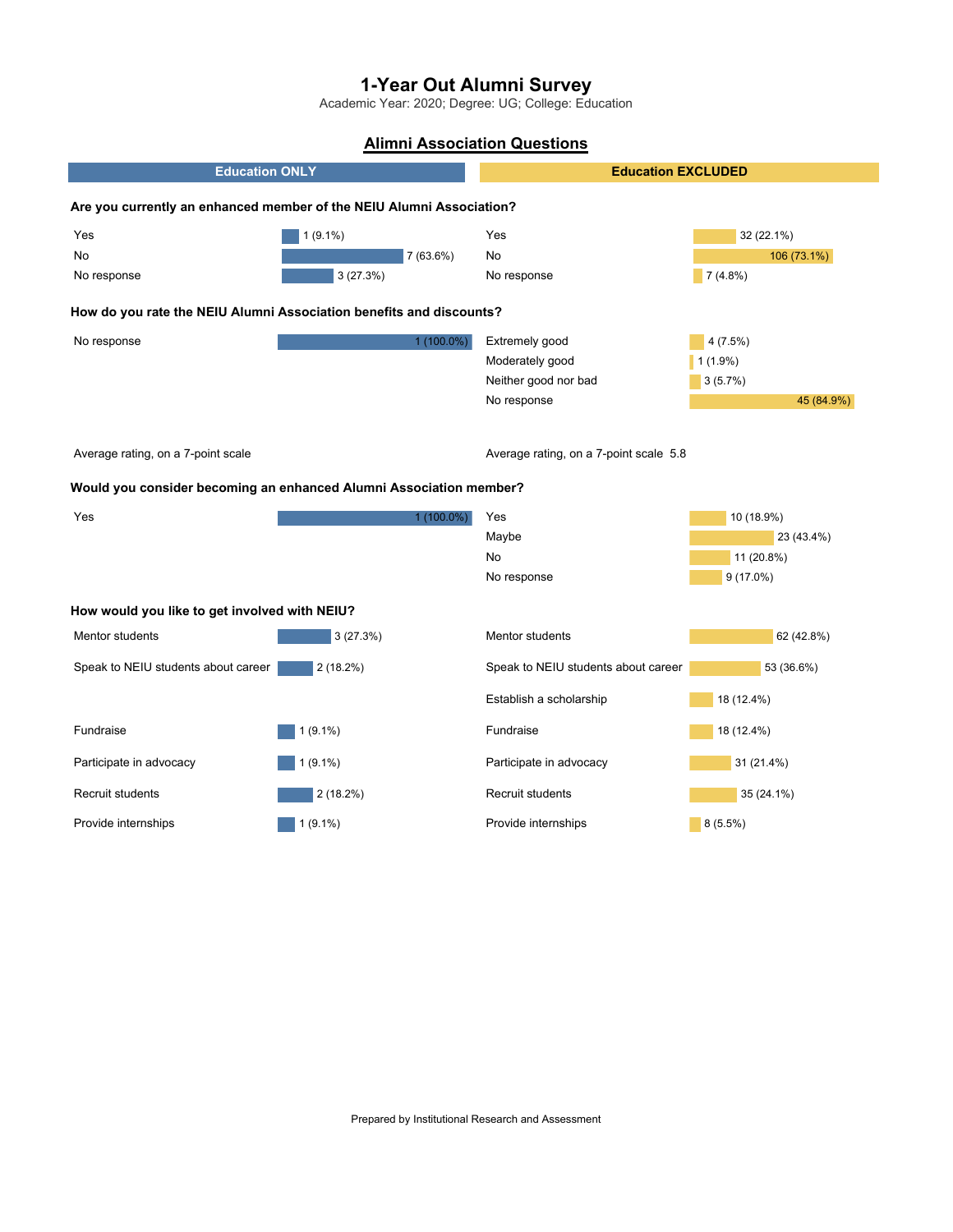# 1-Year Out Alumni Survey

Academic Year: 2020; Degree: UG; College: Education

## Alimni Association Questions

| Education ONLY | | Education EXCLUDED | |
|---|---|---|---|

### Are you currently an enhanced member of the NEIU Alumni Association?

| Education ONLY | | Education EXCLUDED | |
|---|---|---|---|
| Yes | 1 (9.1%) | Yes | 32 (22.1%) |
| No | 7 (63.6%) | No | 106 (73.1%) |
| No response | 3 (27.3%) | No response | 7 (4.8%) |

### How do you rate the NEIU Alumni Association benefits and discounts?

| Education ONLY | | Education EXCLUDED | |
|---|---|---|---|
| No response | 1 (100.0%) | Extremely good | 4 (7.5%) |
| | | Moderately good | 1 (1.9%) |
| | | Neither good nor bad | 3 (5.7%) |
| | | No response | 45 (84.9%) |
| Average rating, on a 7-point scale | | Average rating, on a 7-point scale | 5.8 |

### Would you consider becoming an enhanced Alumni Association member?

| Education ONLY | | Education EXCLUDED | |
|---|---|---|---|
| Yes | 1 (100.0%) | Yes | 10 (18.9%) |
| | | Maybe | 23 (43.4%) |
| | | No | 11 (20.8%) |
| | | No response | 9 (17.0%) |

### How would you like to get involved with NEIU?

| Education ONLY | | Education EXCLUDED | |
|---|---|---|---|
| Mentor students | 3 (27.3%) | Mentor students | 62 (42.8%) |
| Speak to NEIU students about career | 2 (18.2%) | Speak to NEIU students about career | 53 (36.6%) |
| | | Establish a scholarship | 18 (12.4%) |
| Fundraise | 1 (9.1%) | Fundraise | 18 (12.4%) |
| Participate in advocacy | 1 (9.1%) | Participate in advocacy | 31 (21.4%) |
| Recruit students | 2 (18.2%) | Recruit students | 35 (24.1%) |
| Provide internships | 1 (9.1%) | Provide internships | 8 (5.5%) |

Prepared by Institutional Research and Assessment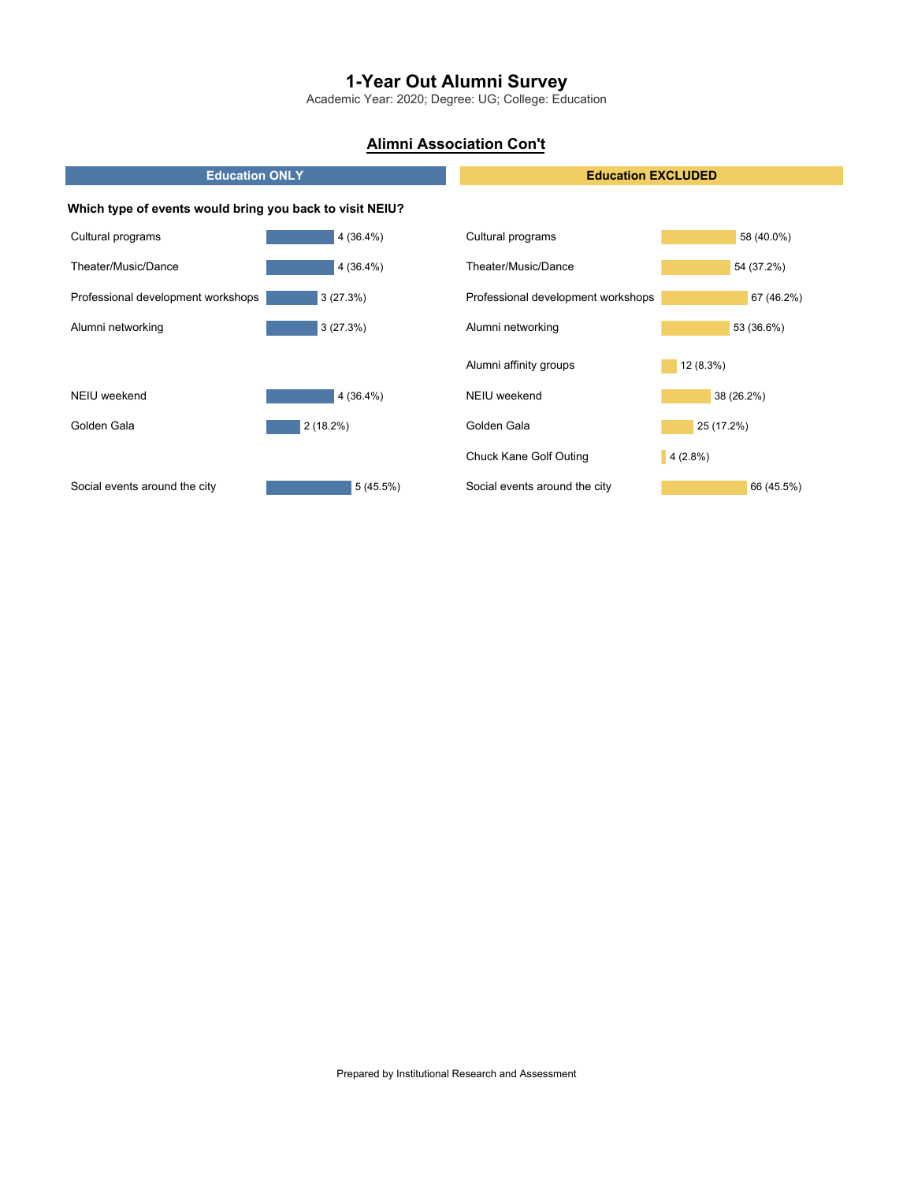# 1-Year Out Alumni Survey

Academic Year: 2020; Degree: UG; College: Education

## Alimni Association Con't

**Education ONLY**

**Which type of events would bring you back to visit NEIU?**

Cultural programs 4 (36.4%)
Theater/Music/Dance 4 (36.4%)
Professional development workshops 3 (27.3%)
Alumni networking 3 (27.3%)
NEIU weekend 4 (36.4%)
Golden Gala 2 (18.2%)
Social events around the city 5 (45.5%)

**Education EXCLUDED**

Cultural programs 58 (40.0%)
Theater/Music/Dance 54 (37.2%)
Professional development workshops 67 (46.2%)
Alumni networking 53 (36.6%)
Alumni affinity groups 12 (8.3%)
NEIU weekend 38 (26.2%)
Golden Gala 25 (17.2%)
Chuck Kane Golf Outing 4 (2.8%)
Social events around the city 66 (45.5%)

Prepared by Institutional Research and Assessment